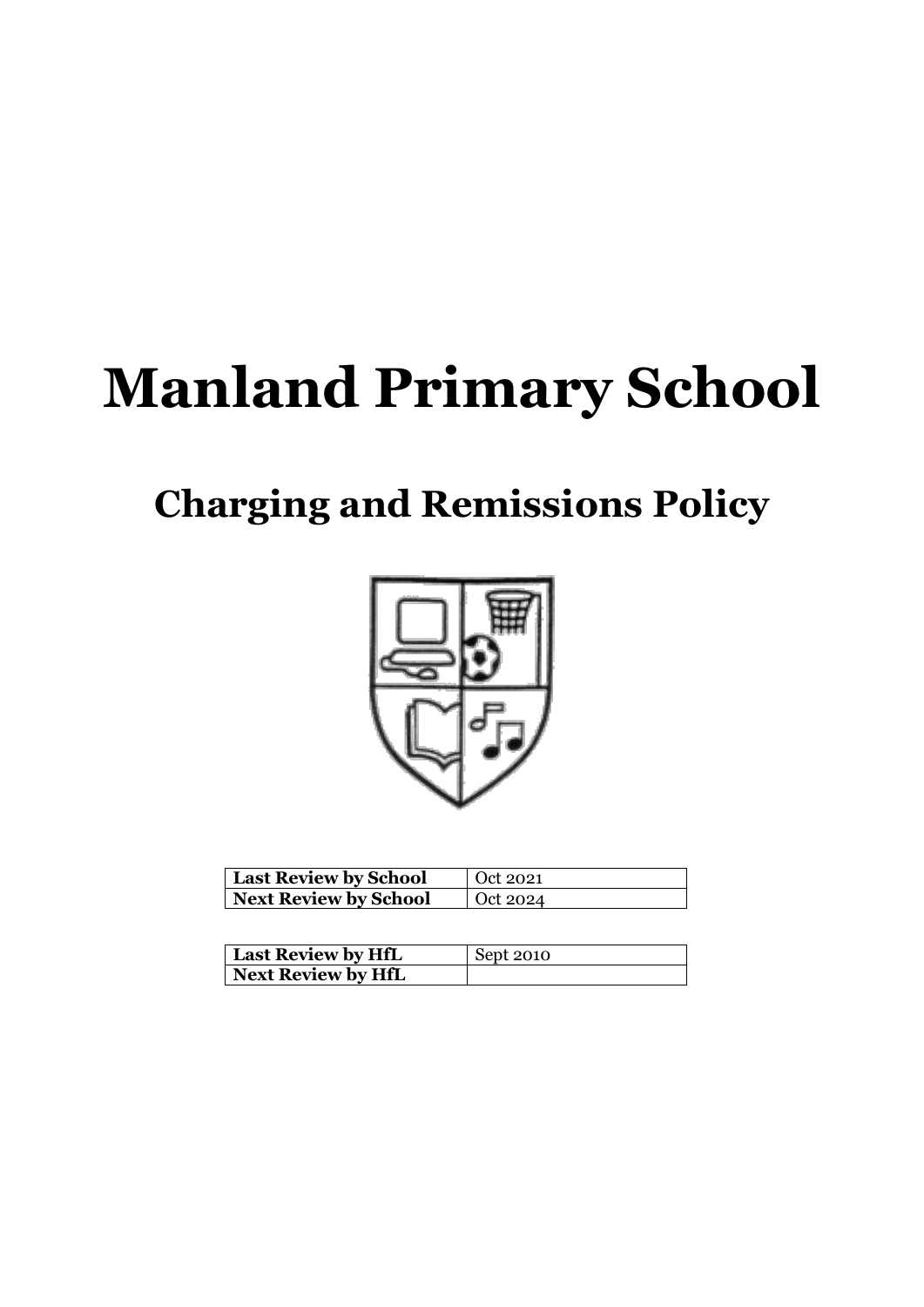# Manland Primary School

## Charging and Remissions Policy

| Last Review by School | Oct 2021 |
| --- | --- |
| Next Review by School | Oct 2024 |

| Last Review by HfL | Sept 2010 |
| --- | --- |
| Next Review by HfL | |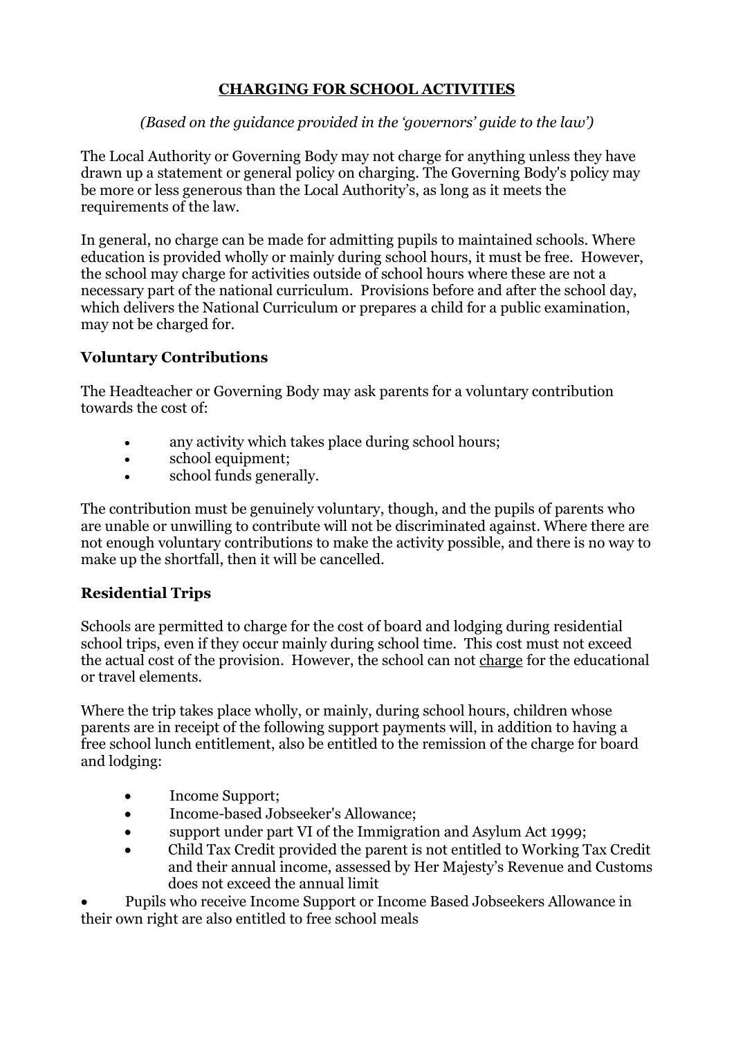# CHARGING FOR SCHOOL ACTIVITIES

*(Based on the guidance provided in the 'governors' guide to the law')*

The Local Authority or Governing Body may not charge for anything unless they have drawn up a statement or general policy on charging. The Governing Body's policy may be more or less generous than the Local Authority's, as long as it meets the requirements of the law.

In general, no charge can be made for admitting pupils to maintained schools. Where education is provided wholly or mainly during school hours, it must be free. However, the school may charge for activities outside of school hours where these are not a necessary part of the national curriculum. Provisions before and after the school day, which delivers the National Curriculum or prepares a child for a public examination, may not be charged for.

## Voluntary Contributions

The Headteacher or Governing Body may ask parents for a voluntary contribution towards the cost of:

- any activity which takes place during school hours;
- school equipment;
- school funds generally.

The contribution must be genuinely voluntary, though, and the pupils of parents who are unable or unwilling to contribute will not be discriminated against. Where there are not enough voluntary contributions to make the activity possible, and there is no way to make up the shortfall, then it will be cancelled.

## Residential Trips

Schools are permitted to charge for the cost of board and lodging during residential school trips, even if they occur mainly during school time. This cost must not exceed the actual cost of the provision. However, the school can not charge for the educational or travel elements.

Where the trip takes place wholly, or mainly, during school hours, children whose parents are in receipt of the following support payments will, in addition to having a free school lunch entitlement, also be entitled to the remission of the charge for board and lodging:

- Income Support;
- Income-based Jobseeker's Allowance;
- support under part VI of the Immigration and Asylum Act 1999;
- Child Tax Credit provided the parent is not entitled to Working Tax Credit and their annual income, assessed by Her Majesty's Revenue and Customs does not exceed the annual limit
- Pupils who receive Income Support or Income Based Jobseekers Allowance in their own right are also entitled to free school meals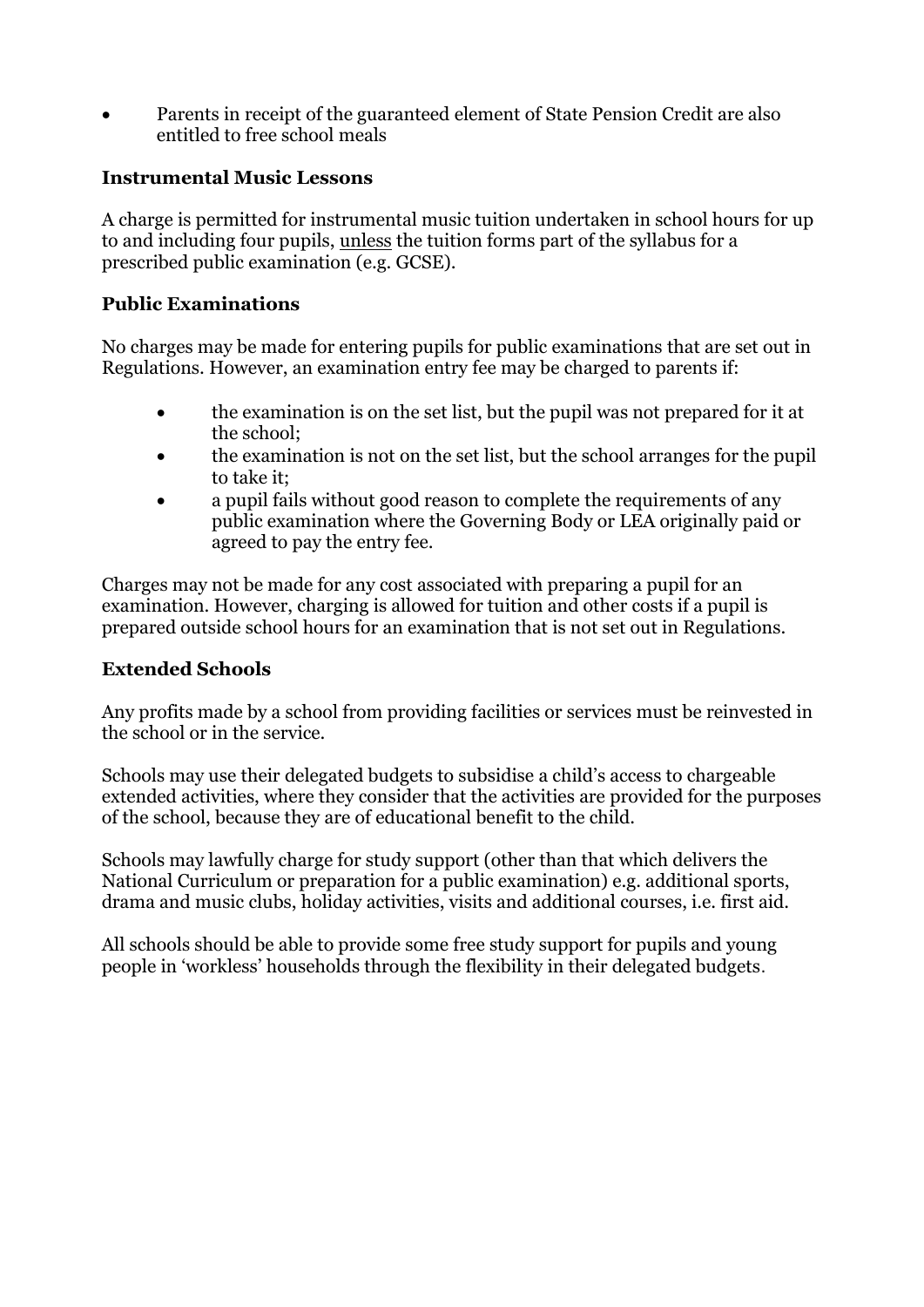- Parents in receipt of the guaranteed element of State Pension Credit are also entitled to free school meals

### Instrumental Music Lessons

A charge is permitted for instrumental music tuition undertaken in school hours for up to and including four pupils, <u>unless</u> the tuition forms part of the syllabus for a prescribed public examination (e.g. GCSE).

### Public Examinations

No charges may be made for entering pupils for public examinations that are set out in Regulations. However, an examination entry fee may be charged to parents if:

- the examination is on the set list, but the pupil was not prepared for it at the school;
- the examination is not on the set list, but the school arranges for the pupil to take it;
- a pupil fails without good reason to complete the requirements of any public examination where the Governing Body or LEA originally paid or agreed to pay the entry fee.

Charges may not be made for any cost associated with preparing a pupil for an examination. However, charging is allowed for tuition and other costs if a pupil is prepared outside school hours for an examination that is not set out in Regulations.

### Extended Schools

Any profits made by a school from providing facilities or services must be reinvested in the school or in the service.

Schools may use their delegated budgets to subsidise a child's access to chargeable extended activities, where they consider that the activities are provided for the purposes of the school, because they are of educational benefit to the child.

Schools may lawfully charge for study support (other than that which delivers the National Curriculum or preparation for a public examination) e.g. additional sports, drama and music clubs, holiday activities, visits and additional courses, i.e. first aid.

All schools should be able to provide some free study support for pupils and young people in 'workless' households through the flexibility in their delegated budgets.